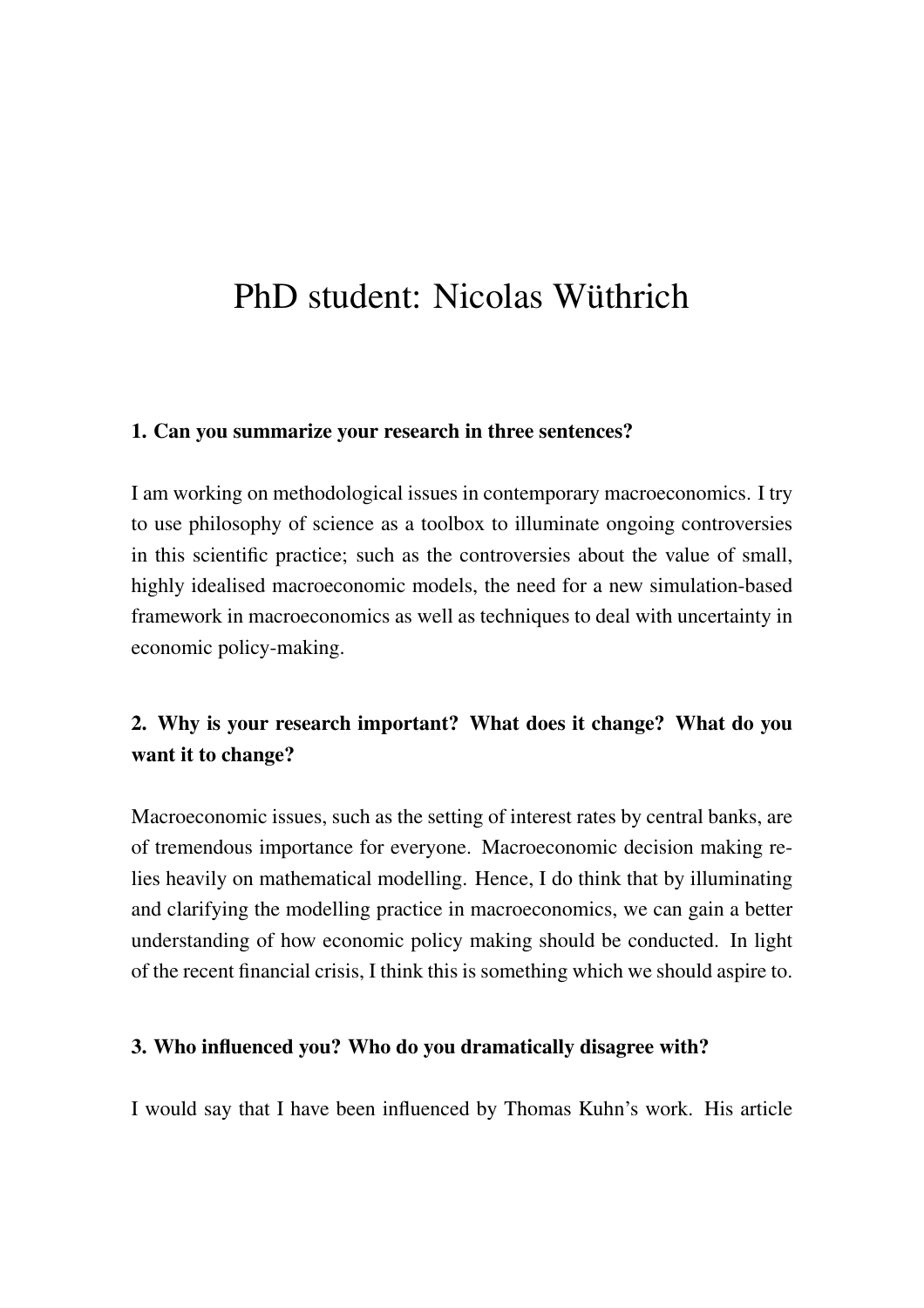# PhD student: Nicolas Wüthrich

**1. Can you summarize your research in three sentences?**

I am working on methodological issues in contemporary macroeconomics. I try to use philosophy of science as a toolbox to illuminate ongoing controversies in this scientific practice; such as the controversies about the value of small, highly idealised macroeconomic models, the need for a new simulation-based framework in macroeconomics as well as techniques to deal with uncertainty in economic policy-making.

**2. Why is your research important? What does it change? What do you want it to change?**

Macroeconomic issues, such as the setting of interest rates by central banks, are of tremendous importance for everyone. Macroeconomic decision making relies heavily on mathematical modelling. Hence, I do think that by illuminating and clarifying the modelling practice in macroeconomics, we can gain a better understanding of how economic policy making should be conducted. In light of the recent financial crisis, I think this is something which we should aspire to.

**3. Who influenced you? Who do you dramatically disagree with?**

I would say that I have been influenced by Thomas Kuhn's work. His article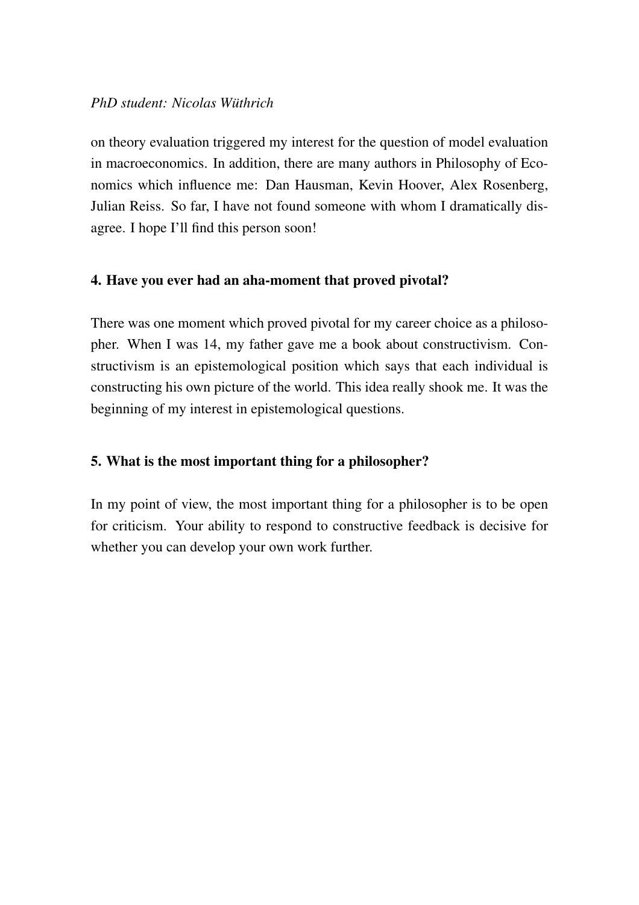*PhD student: Nicolas Wüthrich*

on theory evaluation triggered my interest for the question of model evaluation in macroeconomics. In addition, there are many authors in Philosophy of Economics which influence me: Dan Hausman, Kevin Hoover, Alex Rosenberg, Julian Reiss. So far, I have not found someone with whom I dramatically disagree. I hope I'll find this person soon!

**4. Have you ever had an aha-moment that proved pivotal?**

There was one moment which proved pivotal for my career choice as a philosopher. When I was 14, my father gave me a book about constructivism. Constructivism is an epistemological position which says that each individual is constructing his own picture of the world. This idea really shook me. It was the beginning of my interest in epistemological questions.

**5. What is the most important thing for a philosopher?**

In my point of view, the most important thing for a philosopher is to be open for criticism. Your ability to respond to constructive feedback is decisive for whether you can develop your own work further.